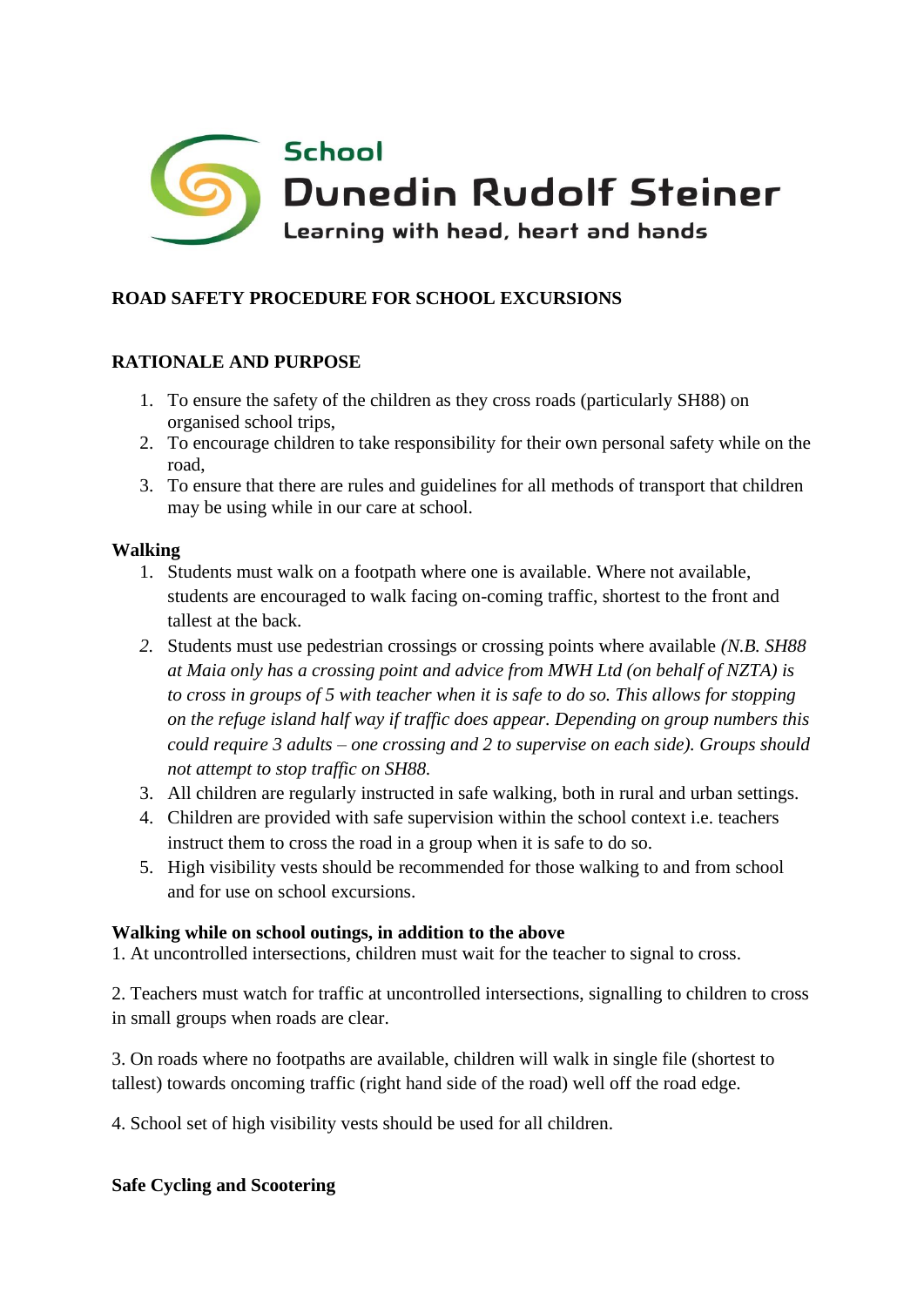School
Dunedin Rudolf Steiner
Learning with head, heart and hands

## ROAD SAFETY PROCEDURE FOR SCHOOL EXCURSIONS

### RATIONALE AND PURPOSE

1. To ensure the safety of the children as they cross roads (particularly SH88) on organised school trips,
2. To encourage children to take responsibility for their own personal safety while on the road,
3. To ensure that there are rules and guidelines for all methods of transport that children may be using while in our care at school.

**Walking**

1. Students must walk on a footpath where one is available. Where not available, students are encouraged to walk facing on-coming traffic, shortest to the front and tallest at the back.
2. Students must use pedestrian crossings or crossing points where available *(N.B. SH88 at Maia only has a crossing point and advice from MWH Ltd (on behalf of NZTA) is to cross in groups of 5 with teacher when it is safe to do so. This allows for stopping on the refuge island half way if traffic does appear. Depending on group numbers this could require 3 adults – one crossing and 2 to supervise on each side). Groups should not attempt to stop traffic on SH88.*
3. All children are regularly instructed in safe walking, both in rural and urban settings.
4. Children are provided with safe supervision within the school context i.e. teachers instruct them to cross the road in a group when it is safe to do so.
5. High visibility vests should be recommended for those walking to and from school and for use on school excursions.

**Walking while on school outings, in addition to the above**

1. At uncontrolled intersections, children must wait for the teacher to signal to cross.

2. Teachers must watch for traffic at uncontrolled intersections, signalling to children to cross in small groups when roads are clear.

3. On roads where no footpaths are available, children will walk in single file (shortest to tallest) towards oncoming traffic (right hand side of the road) well off the road edge.

4. School set of high visibility vests should be used for all children.

**Safe Cycling and Scootering**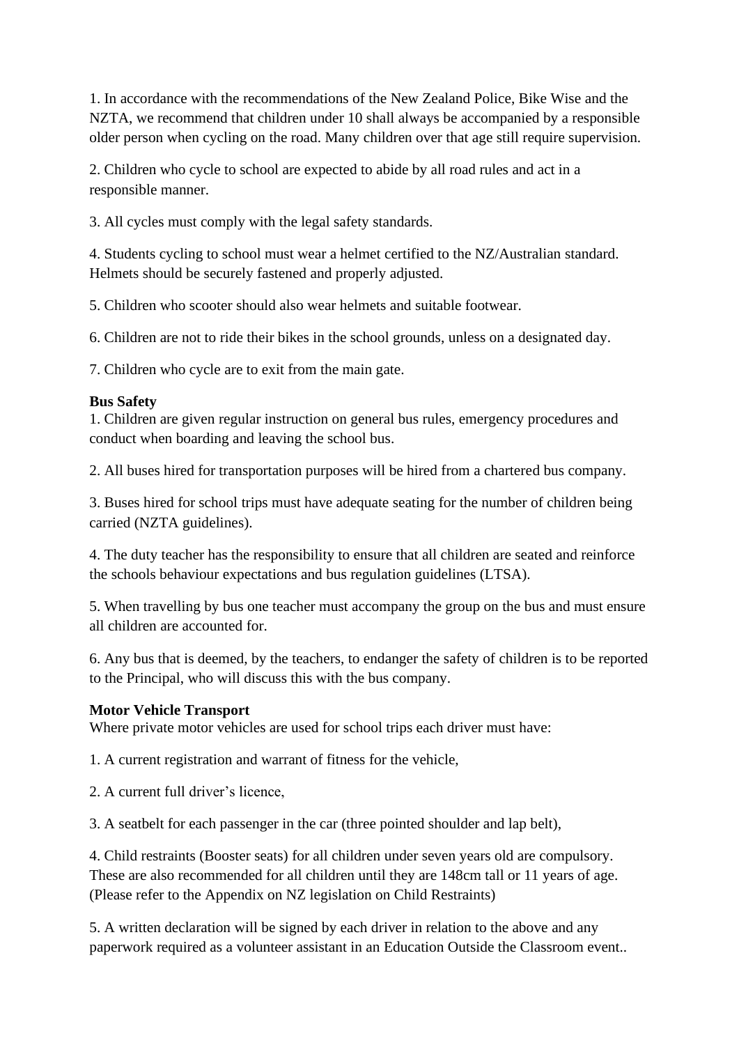1. In accordance with the recommendations of the New Zealand Police, Bike Wise and the NZTA, we recommend that children under 10 shall always be accompanied by a responsible older person when cycling on the road. Many children over that age still require supervision.

2. Children who cycle to school are expected to abide by all road rules and act in a responsible manner.

3. All cycles must comply with the legal safety standards.

4. Students cycling to school must wear a helmet certified to the NZ/Australian standard. Helmets should be securely fastened and properly adjusted.

5. Children who scooter should also wear helmets and suitable footwear.

6. Children are not to ride their bikes in the school grounds, unless on a designated day.

7. Children who cycle are to exit from the main gate.

**Bus Safety**

1. Children are given regular instruction on general bus rules, emergency procedures and conduct when boarding and leaving the school bus.

2. All buses hired for transportation purposes will be hired from a chartered bus company.

3. Buses hired for school trips must have adequate seating for the number of children being carried (NZTA guidelines).

4. The duty teacher has the responsibility to ensure that all children are seated and reinforce the schools behaviour expectations and bus regulation guidelines (LTSA).

5. When travelling by bus one teacher must accompany the group on the bus and must ensure all children are accounted for.

6. Any bus that is deemed, by the teachers, to endanger the safety of children is to be reported to the Principal, who will discuss this with the bus company.

**Motor Vehicle Transport**

Where private motor vehicles are used for school trips each driver must have:

1. A current registration and warrant of fitness for the vehicle,

2. A current full driver's licence,

3. A seatbelt for each passenger in the car (three pointed shoulder and lap belt),

4. Child restraints (Booster seats) for all children under seven years old are compulsory. These are also recommended for all children until they are 148cm tall or 11 years of age. (Please refer to the Appendix on NZ legislation on Child Restraints)

5. A written declaration will be signed by each driver in relation to the above and any paperwork required as a volunteer assistant in an Education Outside the Classroom event..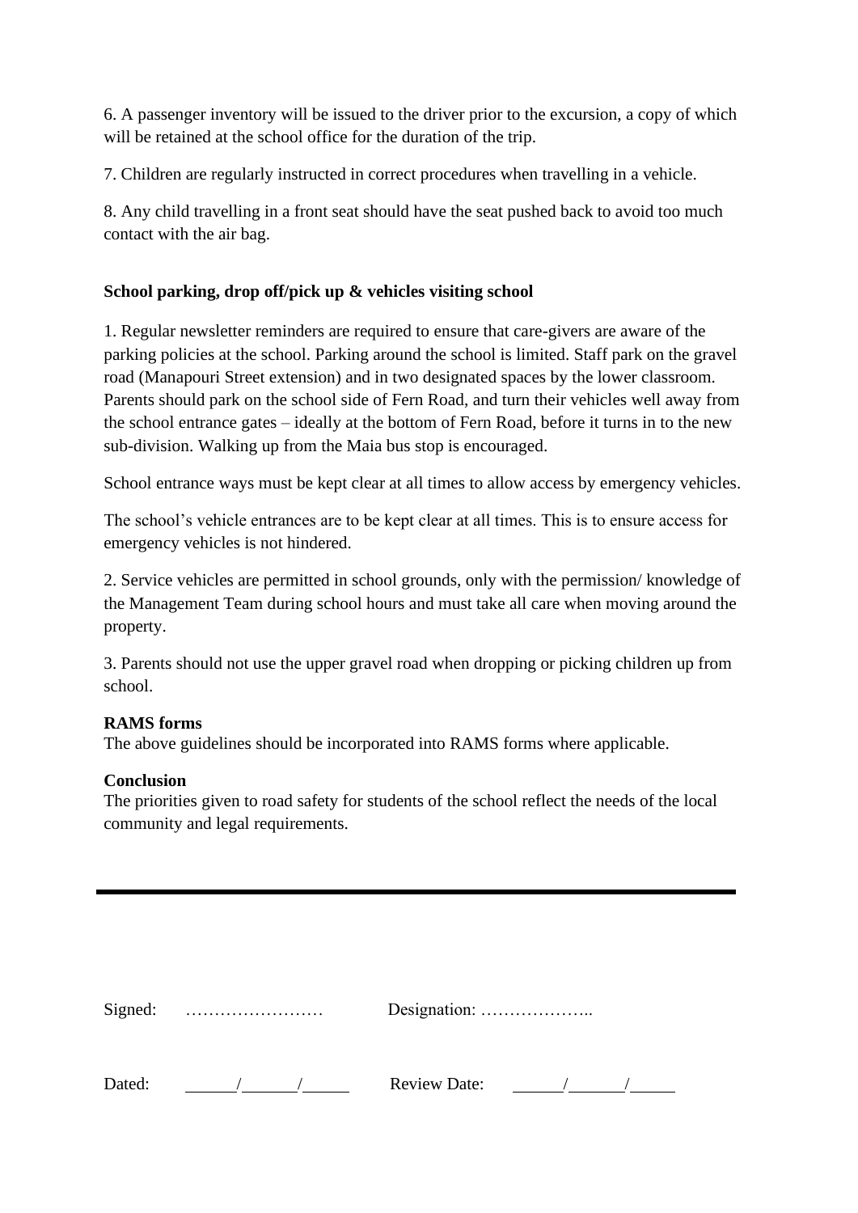6. A passenger inventory will be issued to the driver prior to the excursion, a copy of which will be retained at the school office for the duration of the trip.

7. Children are regularly instructed in correct procedures when travelling in a vehicle.

8. Any child travelling in a front seat should have the seat pushed back to avoid too much contact with the air bag.

**School parking, drop off/pick up & vehicles visiting school**

1. Regular newsletter reminders are required to ensure that care-givers are aware of the parking policies at the school. Parking around the school is limited. Staff park on the gravel road (Manapouri Street extension) and in two designated spaces by the lower classroom. Parents should park on the school side of Fern Road, and turn their vehicles well away from the school entrance gates – ideally at the bottom of Fern Road, before it turns in to the new sub-division. Walking up from the Maia bus stop is encouraged.

School entrance ways must be kept clear at all times to allow access by emergency vehicles.

The school's vehicle entrances are to be kept clear at all times. This is to ensure access for emergency vehicles is not hindered.

2. Service vehicles are permitted in school grounds, only with the permission/ knowledge of the Management Team during school hours and must take all care when moving around the property.

3. Parents should not use the upper gravel road when dropping or picking children up from school.

**RAMS forms**
The above guidelines should be incorporated into RAMS forms where applicable.

**Conclusion**
The priorities given to road safety for students of the school reflect the needs of the local community and legal requirements.

---

Signed: …………………… Designation: ………………..

Dated: \_\_\_\_\_/\_\_\_\_\_/\_\_\_\_\_ Review Date: \_\_\_\_\_/\_\_\_\_\_/\_\_\_\_\_